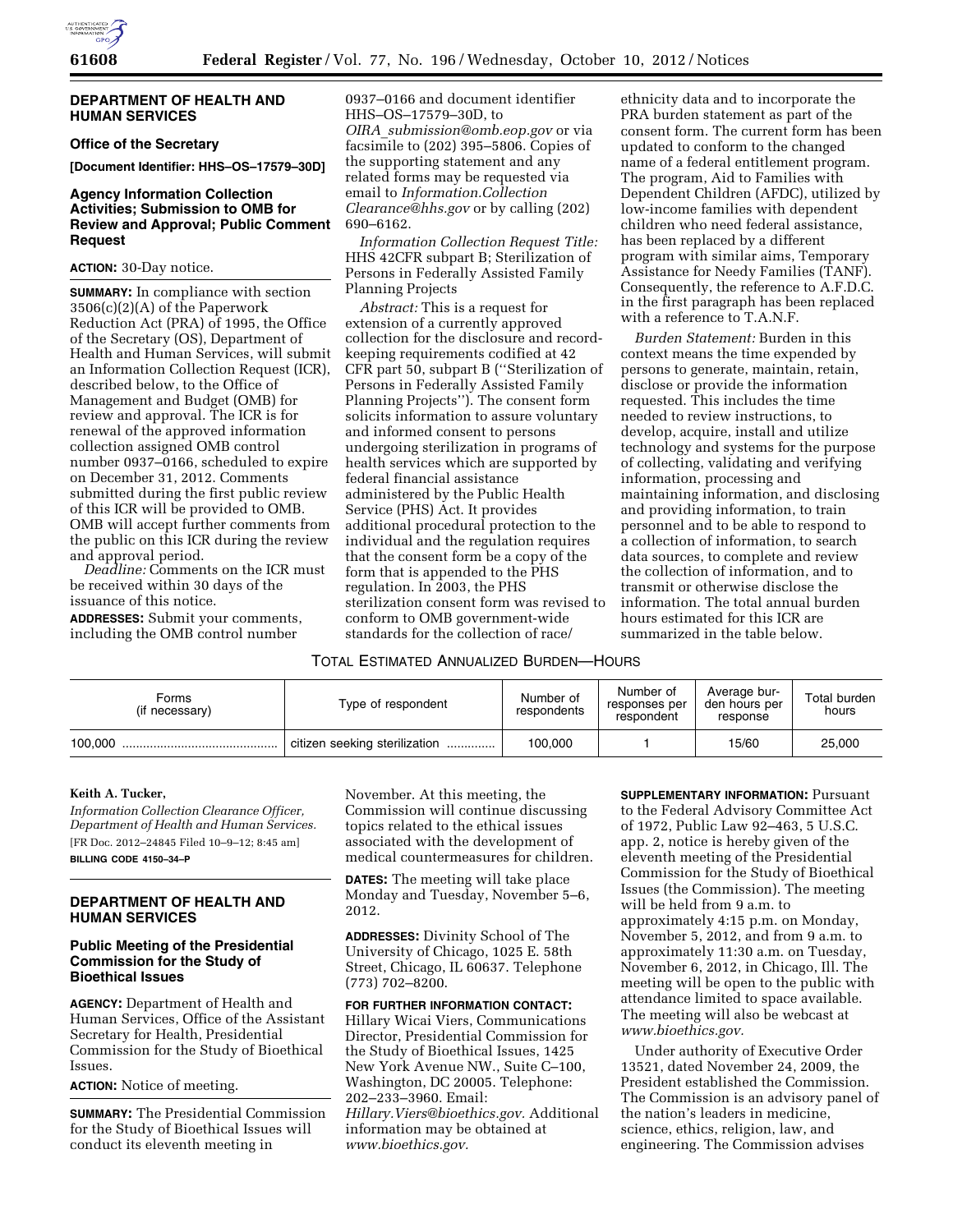## DEPARTMENT OF HEALTH AND HUMAN SERVICES

### Office of the Secretary

**[Document Identifier: HHS–OS–17579–30D]**

### Agency Information Collection Activities; Submission to OMB for Review and Approval; Public Comment Request

**ACTION:** 30-Day notice.

**SUMMARY:** In compliance with section 3506(c)(2)(A) of the Paperwork Reduction Act (PRA) of 1995, the Office of the Secretary (OS), Department of Health and Human Services, will submit an Information Collection Request (ICR), described below, to the Office of Management and Budget (OMB) for review and approval. The ICR is for renewal of the approved information collection assigned OMB control number 0937–0166, scheduled to expire on December 31, 2012. Comments submitted during the first public review of this ICR will be provided to OMB. OMB will accept further comments from the public on this ICR during the review and approval period.

*Deadline:* Comments on the ICR must be received within 30 days of the issuance of this notice.

**ADDRESSES:** Submit your comments, including the OMB control number 0937–0166 and document identifier HHS–OS–17579–30D, to *OIRA_submission@omb.eop.gov* or via facsimile to (202) 395–5806. Copies of the supporting statement and any related forms may be requested via email to *Information.CollectionClearance@hhs.gov* or by calling (202) 690–6162.

*Information Collection Request Title:* HHS 42CFR subpart B; Sterilization of Persons in Federally Assisted Family Planning Projects

*Abstract:* This is a request for extension of a currently approved collection for the disclosure and record-keeping requirements codified at 42 CFR part 50, subpart B (''Sterilization of Persons in Federally Assisted Family Planning Projects''). The consent form solicits information to assure voluntary and informed consent to persons undergoing sterilization in programs of health services which are supported by federal financial assistance administered by the Public Health Service (PHS) Act. It provides additional procedural protection to the individual and the regulation requires that the consent form be a copy of the form that is appended to the PHS regulation. In 2003, the PHS sterilization consent form was revised to conform to OMB government-wide standards for the collection of race/ethnicity data and to incorporate the PRA burden statement as part of the consent form. The current form has been updated to conform to the changed name of a federal entitlement program. The program, Aid to Families with Dependent Children (AFDC), utilized by low-income families with dependent children who need federal assistance, has been replaced by a different program with similar aims, Temporary Assistance for Needy Families (TANF). Consequently, the reference to A.F.D.C. in the first paragraph has been replaced with a reference to T.A.N.F.

*Burden Statement:* Burden in this context means the time expended by persons to generate, maintain, retain, disclose or provide the information requested. This includes the time needed to review instructions, to develop, acquire, install and utilize technology and systems for the purpose of collecting, validating and verifying information, processing and maintaining information, and disclosing and providing information, to train personnel and to be able to respond to a collection of information, to search data sources, to complete and review the collection of information, and to transmit or otherwise disclose the information. The total annual burden hours estimated for this ICR are summarized in the table below.

TOTAL ESTIMATED ANNUALIZED BURDEN—HOURS

| Forms (if necessary) | Type of respondent | Number of respondents | Number of responses per respondent | Average burden hours per response | Total burden hours |
|---|---|---|---|---|---|
| 100,000 | citizen seeking sterilization | 100,000 | 1 | 15/60 | 25,000 |

**Keith A. Tucker,**

*Information Collection Clearance Officer, Department of Health and Human Services.*

[FR Doc. 2012–24845 Filed 10–9–12; 8:45 am]

**BILLING CODE 4150–34–P**

## DEPARTMENT OF HEALTH AND HUMAN SERVICES

### Public Meeting of the Presidential Commission for the Study of Bioethical Issues

**AGENCY:** Department of Health and Human Services, Office of the Assistant Secretary for Health, Presidential Commission for the Study of Bioethical Issues.

**ACTION:** Notice of meeting.

**SUMMARY:** The Presidential Commission for the Study of Bioethical Issues will conduct its eleventh meeting in November. At this meeting, the Commission will continue discussing topics related to the ethical issues associated with the development of medical countermeasures for children.

**DATES:** The meeting will take place Monday and Tuesday, November 5–6, 2012.

**ADDRESSES:** Divinity School of The University of Chicago, 1025 E. 58th Street, Chicago, IL 60637. Telephone (773) 702–8200.

**FOR FURTHER INFORMATION CONTACT:** Hillary Wicai Viers, Communications Director, Presidential Commission for the Study of Bioethical Issues, 1425 New York Avenue NW., Suite C–100, Washington, DC 20005. Telephone: 202–233–3960. Email: *Hillary.Viers@bioethics.gov.* Additional information may be obtained at *www.bioethics.gov.*

**SUPPLEMENTARY INFORMATION:** Pursuant to the Federal Advisory Committee Act of 1972, Public Law 92–463, 5 U.S.C. app. 2, notice is hereby given of the eleventh meeting of the Presidential Commission for the Study of Bioethical Issues (the Commission). The meeting will be held from 9 a.m. to approximately 4:15 p.m. on Monday, November 5, 2012, and from 9 a.m. to approximately 11:30 a.m. on Tuesday, November 6, 2012, in Chicago, Ill. The meeting will be open to the public with attendance limited to space available. The meeting will also be webcast at *www.bioethics.gov.*

Under authority of Executive Order 13521, dated November 24, 2009, the President established the Commission. The Commission is an advisory panel of the nation's leaders in medicine, science, ethics, religion, law, and engineering. The Commission advises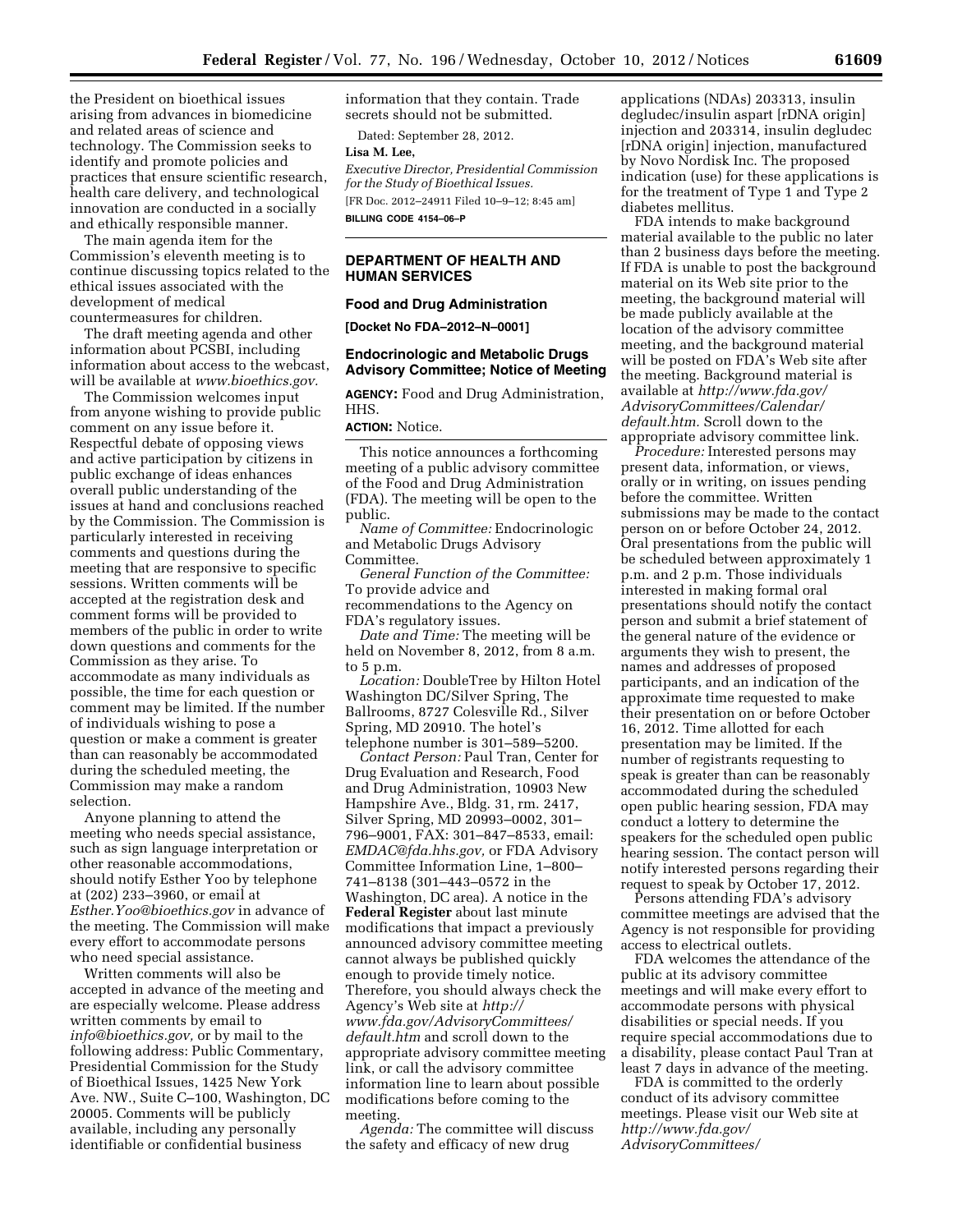the President on bioethical issues arising from advances in biomedicine and related areas of science and technology. The Commission seeks to identify and promote policies and practices that ensure scientific research, health care delivery, and technological innovation are conducted in a socially and ethically responsible manner.

The main agenda item for the Commission's eleventh meeting is to continue discussing topics related to the ethical issues associated with the development of medical countermeasures for children.

The draft meeting agenda and other information about PCSBI, including information about access to the webcast, will be available at *www.bioethics.gov*.

The Commission welcomes input from anyone wishing to provide public comment on any issue before it. Respectful debate of opposing views and active participation by citizens in public exchange of ideas enhances overall public understanding of the issues at hand and conclusions reached by the Commission. The Commission is particularly interested in receiving comments and questions during the meeting that are responsive to specific sessions. Written comments will be accepted at the registration desk and comment forms will be provided to members of the public in order to write down questions and comments for the Commission as they arise. To accommodate as many individuals as possible, the time for each question or comment may be limited. If the number of individuals wishing to pose a question or make a comment is greater than can reasonably be accommodated during the scheduled meeting, the Commission may make a random selection.

Anyone planning to attend the meeting who needs special assistance, such as sign language interpretation or other reasonable accommodations, should notify Esther Yoo by telephone at (202) 233–3960, or email at *Esther.Yoo@bioethics.gov* in advance of the meeting. The Commission will make every effort to accommodate persons who need special assistance.

Written comments will also be accepted in advance of the meeting and are especially welcome. Please address written comments by email to *info@bioethics.gov,* or by mail to the following address: Public Commentary, Presidential Commission for the Study of Bioethical Issues, 1425 New York Ave. NW., Suite C–100, Washington, DC 20005. Comments will be publicly available, including any personally identifiable or confidential business information that they contain. Trade secrets should not be submitted.

Dated: September 28, 2012.

**Lisa M. Lee,**

*Executive Director, Presidential Commission for the Study of Bioethical Issues.*

[FR Doc. 2012–24911 Filed 10–9–12; 8:45 am]

**BILLING CODE 4154–06–P**

## DEPARTMENT OF HEALTH AND HUMAN SERVICES

### Food and Drug Administration

**[Docket No FDA–2012–N–0001]**

### Endocrinologic and Metabolic Drugs Advisory Committee; Notice of Meeting

**AGENCY:** Food and Drug Administration, HHS.

**ACTION:** Notice.

This notice announces a forthcoming meeting of a public advisory committee of the Food and Drug Administration (FDA). The meeting will be open to the public.

*Name of Committee:* Endocrinologic and Metabolic Drugs Advisory Committee.

*General Function of the Committee:* To provide advice and recommendations to the Agency on FDA's regulatory issues.

*Date and Time:* The meeting will be held on November 8, 2012, from 8 a.m. to 5 p.m.

*Location:* DoubleTree by Hilton Hotel Washington DC/Silver Spring, The Ballrooms, 8727 Colesville Rd., Silver Spring, MD 20910. The hotel's telephone number is 301–589–5200.

*Contact Person:* Paul Tran, Center for Drug Evaluation and Research, Food and Drug Administration, 10903 New Hampshire Ave., Bldg. 31, rm. 2417, Silver Spring, MD 20993–0002, 301–796–9001, FAX: 301–847–8533, email: *EMDAC@fda.hhs.gov,* or FDA Advisory Committee Information Line, 1–800–741–8138 (301–443–0572 in the Washington, DC area). A notice in the **Federal Register** about last minute modifications that impact a previously announced advisory committee meeting cannot always be published quickly enough to provide timely notice. Therefore, you should always check the Agency's Web site at *http://www.fda.gov/AdvisoryCommittees/default.htm* and scroll down to the appropriate advisory committee meeting link, or call the advisory committee information line to learn about possible modifications before coming to the meeting.

*Agenda:* The committee will discuss the safety and efficacy of new drug applications (NDAs) 203313, insulin degludec/insulin aspart [rDNA origin] injection and 203314, insulin degludec [rDNA origin] injection, manufactured by Novo Nordisk Inc. The proposed indication (use) for these applications is for the treatment of Type 1 and Type 2 diabetes mellitus.

FDA intends to make background material available to the public no later than 2 business days before the meeting. If FDA is unable to post the background material on its Web site prior to the meeting, the background material will be made publicly available at the location of the advisory committee meeting, and the background material will be posted on FDA's Web site after the meeting. Background material is available at *http://www.fda.gov/AdvisoryCommittees/Calendar/default.htm.* Scroll down to the appropriate advisory committee link.

*Procedure:* Interested persons may present data, information, or views, orally or in writing, on issues pending before the committee. Written submissions may be made to the contact person on or before October 24, 2012. Oral presentations from the public will be scheduled between approximately 1 p.m. and 2 p.m. Those individuals interested in making formal oral presentations should notify the contact person and submit a brief statement of the general nature of the evidence or arguments they wish to present, the names and addresses of proposed participants, and an indication of the approximate time requested to make their presentation on or before October 16, 2012. Time allotted for each presentation may be limited. If the number of registrants requesting to speak is greater than can be reasonably accommodated during the scheduled open public hearing session, FDA may conduct a lottery to determine the speakers for the scheduled open public hearing session. The contact person will notify interested persons regarding their request to speak by October 17, 2012.

Persons attending FDA's advisory committee meetings are advised that the Agency is not responsible for providing access to electrical outlets.

FDA welcomes the attendance of the public at its advisory committee meetings and will make every effort to accommodate persons with physical disabilities or special needs. If you require special accommodations due to a disability, please contact Paul Tran at least 7 days in advance of the meeting.

FDA is committed to the orderly conduct of its advisory committee meetings. Please visit our Web site at *http://www.fda.gov/AdvisoryCommittees/*